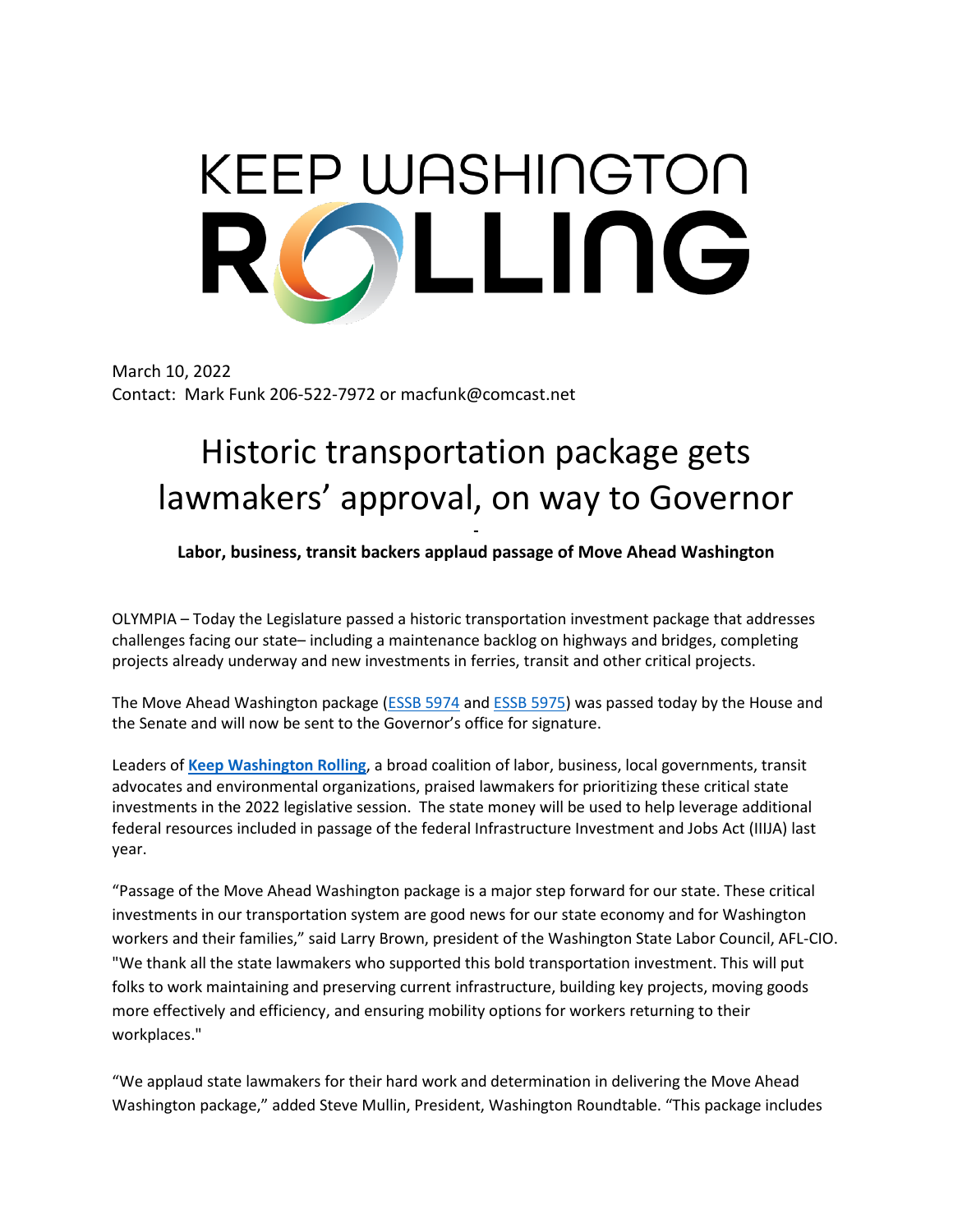KEEP WASHINGTON ROLLING

March 10, 2022
Contact: Mark Funk 206-522-7972 or macfunk@comcast.net

# Historic transportation package gets lawmakers' approval, on way to Governor

-

**Labor, business, transit backers applaud passage of Move Ahead Washington**

OLYMPIA – Today the Legislature passed a historic transportation investment package that addresses challenges facing our state– including a maintenance backlog on highways and bridges, completing projects already underway and new investments in ferries, transit and other critical projects.

The Move Ahead Washington package (ESSB 5974 and ESSB 5975) was passed today by the House and the Senate and will now be sent to the Governor's office for signature.

Leaders of **Keep Washington Rolling**, a broad coalition of labor, business, local governments, transit advocates and environmental organizations, praised lawmakers for prioritizing these critical state investments in the 2022 legislative session. The state money will be used to help leverage additional federal resources included in passage of the federal Infrastructure Investment and Jobs Act (IIIJA) last year.

"Passage of the Move Ahead Washington package is a major step forward for our state. These critical investments in our transportation system are good news for our state economy and for Washington workers and their families," said Larry Brown, president of the Washington State Labor Council, AFL-CIO. "We thank all the state lawmakers who supported this bold transportation investment. This will put folks to work maintaining and preserving current infrastructure, building key projects, moving goods more effectively and efficiency, and ensuring mobility options for workers returning to their workplaces."

"We applaud state lawmakers for their hard work and determination in delivering the Move Ahead Washington package," added Steve Mullin, President, Washington Roundtable. "This package includes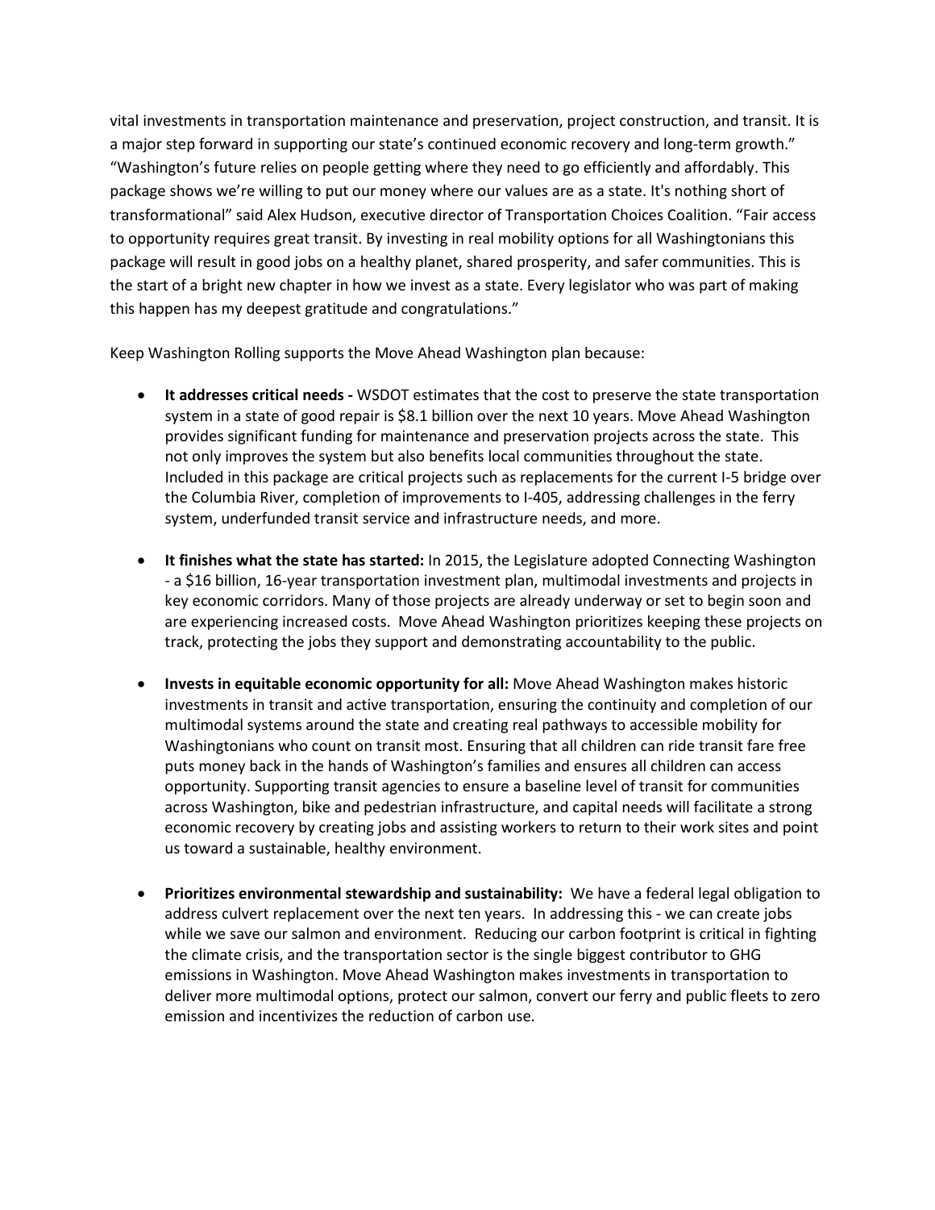vital investments in transportation maintenance and preservation, project construction, and transit. It is a major step forward in supporting our state's continued economic recovery and long-term growth."
"Washington's future relies on people getting where they need to go efficiently and affordably. This package shows we're willing to put our money where our values are as a state. It's nothing short of transformational" said Alex Hudson, executive director of Transportation Choices Coalition. "Fair access to opportunity requires great transit. By investing in real mobility options for all Washingtonians this package will result in good jobs on a healthy planet, shared prosperity, and safer communities. This is the start of a bright new chapter in how we invest as a state. Every legislator who was part of making this happen has my deepest gratitude and congratulations."

Keep Washington Rolling supports the Move Ahead Washington plan because:

- **It addresses critical needs -** WSDOT estimates that the cost to preserve the state transportation system in a state of good repair is $8.1 billion over the next 10 years. Move Ahead Washington provides significant funding for maintenance and preservation projects across the state. This not only improves the system but also benefits local communities throughout the state. Included in this package are critical projects such as replacements for the current I-5 bridge over the Columbia River, completion of improvements to I-405, addressing challenges in the ferry system, underfunded transit service and infrastructure needs, and more.

- **It finishes what the state has started:** In 2015, the Legislature adopted Connecting Washington - a $16 billion, 16-year transportation investment plan, multimodal investments and projects in key economic corridors. Many of those projects are already underway or set to begin soon and are experiencing increased costs. Move Ahead Washington prioritizes keeping these projects on track, protecting the jobs they support and demonstrating accountability to the public.

- **Invests in equitable economic opportunity for all:** Move Ahead Washington makes historic investments in transit and active transportation, ensuring the continuity and completion of our multimodal systems around the state and creating real pathways to accessible mobility for Washingtonians who count on transit most. Ensuring that all children can ride transit fare free puts money back in the hands of Washington's families and ensures all children can access opportunity. Supporting transit agencies to ensure a baseline level of transit for communities across Washington, bike and pedestrian infrastructure, and capital needs will facilitate a strong economic recovery by creating jobs and assisting workers to return to their work sites and point us toward a sustainable, healthy environment.

- **Prioritizes environmental stewardship and sustainability:** We have a federal legal obligation to address culvert replacement over the next ten years. In addressing this - we can create jobs while we save our salmon and environment. Reducing our carbon footprint is critical in fighting the climate crisis, and the transportation sector is the single biggest contributor to GHG emissions in Washington. Move Ahead Washington makes investments in transportation to deliver more multimodal options, protect our salmon, convert our ferry and public fleets to zero emission and incentivizes the reduction of carbon use.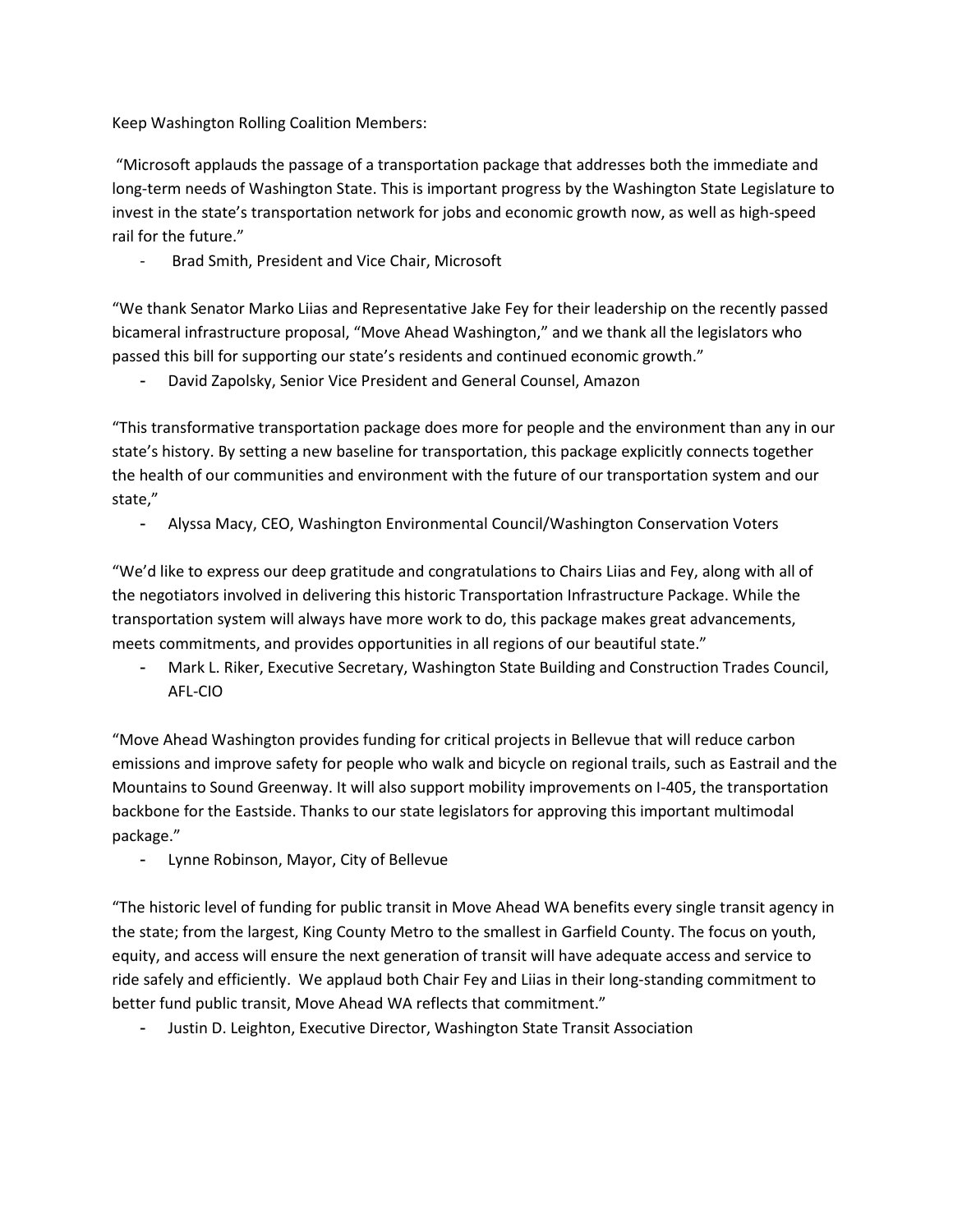Keep Washington Rolling Coalition Members:

"Microsoft applauds the passage of a transportation package that addresses both the immediate and long-term needs of Washington State. This is important progress by the Washington State Legislature to invest in the state's transportation network for jobs and economic growth now, as well as high-speed rail for the future."

- Brad Smith, President and Vice Chair, Microsoft

"We thank Senator Marko Liias and Representative Jake Fey for their leadership on the recently passed bicameral infrastructure proposal, "Move Ahead Washington," and we thank all the legislators who passed this bill for supporting our state's residents and continued economic growth."

- David Zapolsky, Senior Vice President and General Counsel, Amazon

"This transformative transportation package does more for people and the environment than any in our state's history. By setting a new baseline for transportation, this package explicitly connects together the health of our communities and environment with the future of our transportation system and our state,"

- Alyssa Macy, CEO, Washington Environmental Council/Washington Conservation Voters

"We'd like to express our deep gratitude and congratulations to Chairs Liias and Fey, along with all of the negotiators involved in delivering this historic Transportation Infrastructure Package. While the transportation system will always have more work to do, this package makes great advancements, meets commitments, and provides opportunities in all regions of our beautiful state."

- Mark L. Riker, Executive Secretary, Washington State Building and Construction Trades Council, AFL-CIO

"Move Ahead Washington provides funding for critical projects in Bellevue that will reduce carbon emissions and improve safety for people who walk and bicycle on regional trails, such as Eastrail and the Mountains to Sound Greenway. It will also support mobility improvements on I-405, the transportation backbone for the Eastside. Thanks to our state legislators for approving this important multimodal package."

- Lynne Robinson, Mayor, City of Bellevue

"The historic level of funding for public transit in Move Ahead WA benefits every single transit agency in the state; from the largest, King County Metro to the smallest in Garfield County. The focus on youth, equity, and access will ensure the next generation of transit will have adequate access and service to ride safely and efficiently. We applaud both Chair Fey and Liias in their long-standing commitment to better fund public transit, Move Ahead WA reflects that commitment."

- Justin D. Leighton, Executive Director, Washington State Transit Association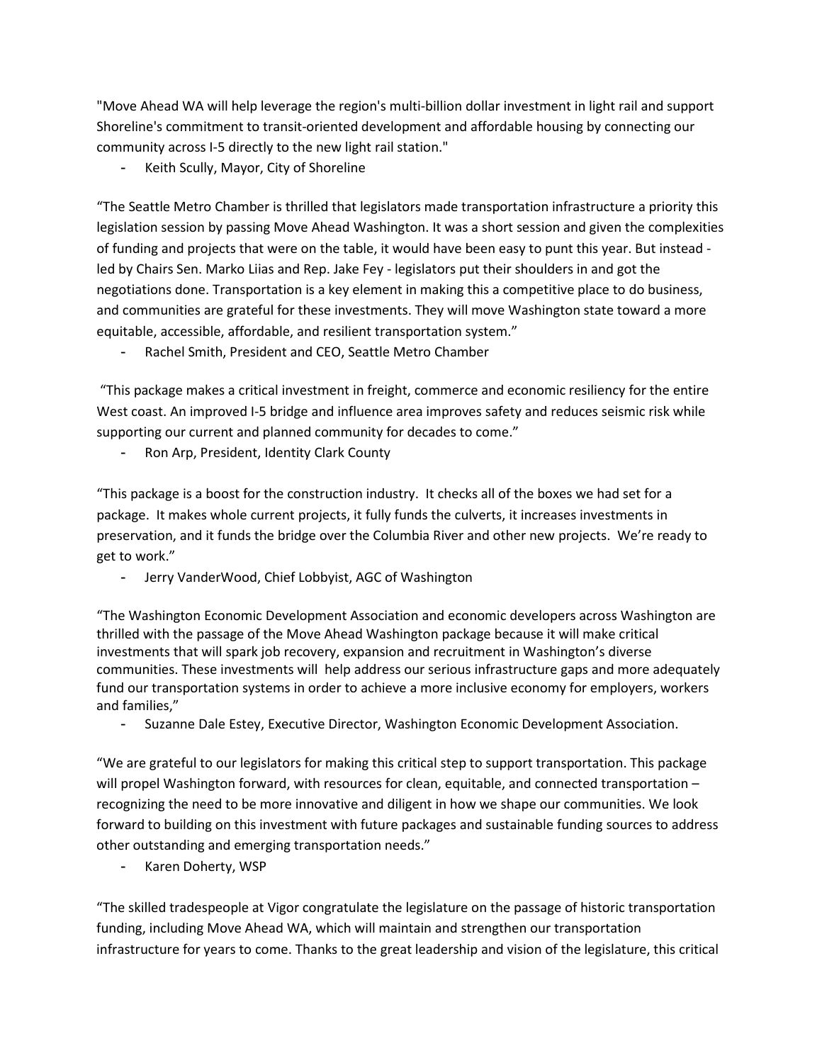"Move Ahead WA will help leverage the region's multi-billion dollar investment in light rail and support Shoreline's commitment to transit-oriented development and affordable housing by connecting our community across I-5 directly to the new light rail station."

- Keith Scully, Mayor, City of Shoreline

“The Seattle Metro Chamber is thrilled that legislators made transportation infrastructure a priority this legislation session by passing Move Ahead Washington. It was a short session and given the complexities of funding and projects that were on the table, it would have been easy to punt this year. But instead - led by Chairs Sen. Marko Liias and Rep. Jake Fey - legislators put their shoulders in and got the negotiations done. Transportation is a key element in making this a competitive place to do business, and communities are grateful for these investments. They will move Washington state toward a more equitable, accessible, affordable, and resilient transportation system.”

- Rachel Smith, President and CEO, Seattle Metro Chamber

“This package makes a critical investment in freight, commerce and economic resiliency for the entire West coast. An improved I-5 bridge and influence area improves safety and reduces seismic risk while supporting our current and planned community for decades to come.”

- Ron Arp, President, Identity Clark County

“This package is a boost for the construction industry. It checks all of the boxes we had set for a package. It makes whole current projects, it fully funds the culverts, it increases investments in preservation, and it funds the bridge over the Columbia River and other new projects. We’re ready to get to work.”

- Jerry VanderWood, Chief Lobbyist, AGC of Washington

“The Washington Economic Development Association and economic developers across Washington are thrilled with the passage of the Move Ahead Washington package because it will make critical investments that will spark job recovery, expansion and recruitment in Washington’s diverse communities. These investments will help address our serious infrastructure gaps and more adequately fund our transportation systems in order to achieve a more inclusive economy for employers, workers and families,”

- Suzanne Dale Estey, Executive Director, Washington Economic Development Association.

“We are grateful to our legislators for making this critical step to support transportation. This package will propel Washington forward, with resources for clean, equitable, and connected transportation – recognizing the need to be more innovative and diligent in how we shape our communities. We look forward to building on this investment with future packages and sustainable funding sources to address other outstanding and emerging transportation needs.”

- Karen Doherty, WSP

“The skilled tradespeople at Vigor congratulate the legislature on the passage of historic transportation funding, including Move Ahead WA, which will maintain and strengthen our transportation infrastructure for years to come. Thanks to the great leadership and vision of the legislature, this critical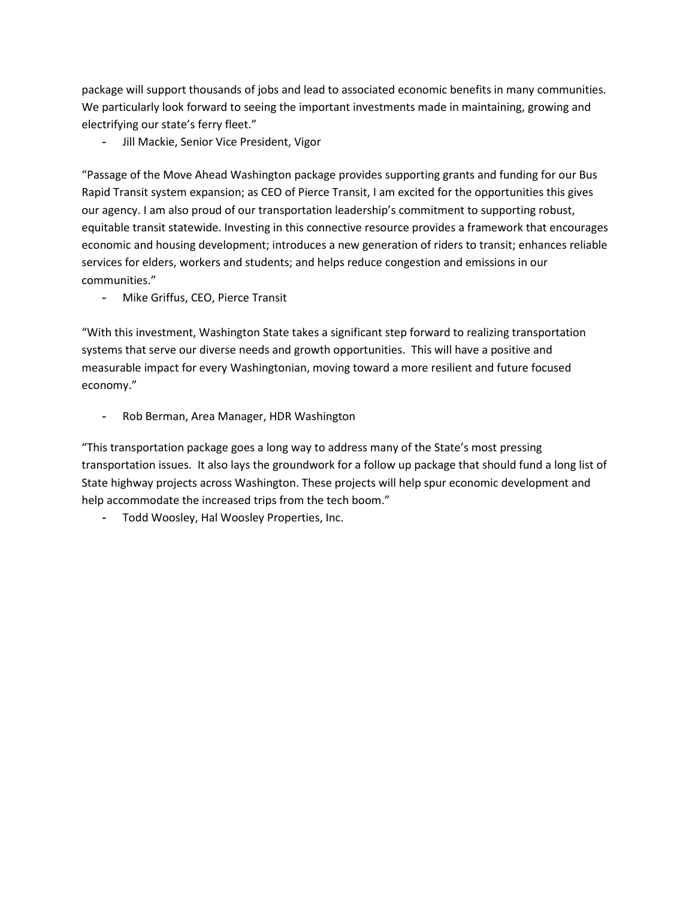package will support thousands of jobs and lead to associated economic benefits in many communities. We particularly look forward to seeing the important investments made in maintaining, growing and electrifying our state's ferry fleet."

- Jill Mackie, Senior Vice President, Vigor

"Passage of the Move Ahead Washington package provides supporting grants and funding for our Bus Rapid Transit system expansion; as CEO of Pierce Transit, I am excited for the opportunities this gives our agency. I am also proud of our transportation leadership's commitment to supporting robust, equitable transit statewide. Investing in this connective resource provides a framework that encourages economic and housing development; introduces a new generation of riders to transit; enhances reliable services for elders, workers and students; and helps reduce congestion and emissions in our communities."

- Mike Griffus, CEO, Pierce Transit

"With this investment, Washington State takes a significant step forward to realizing transportation systems that serve our diverse needs and growth opportunities. This will have a positive and measurable impact for every Washingtonian, moving toward a more resilient and future focused economy."

- Rob Berman, Area Manager, HDR Washington

"This transportation package goes a long way to address many of the State's most pressing transportation issues. It also lays the groundwork for a follow up package that should fund a long list of State highway projects across Washington. These projects will help spur economic development and help accommodate the increased trips from the tech boom."

- Todd Woosley, Hal Woosley Properties, Inc.